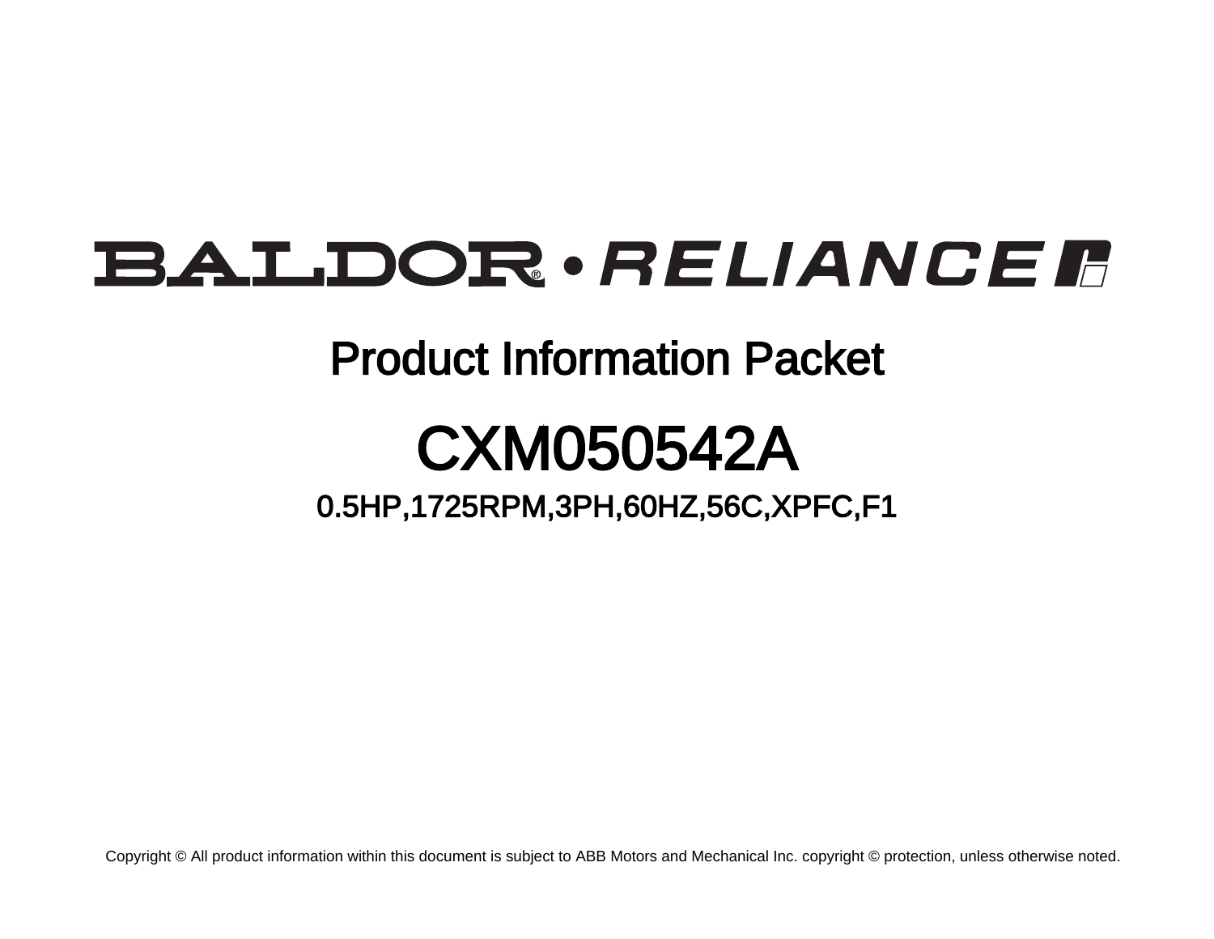BALDOR® • RELIANCE

# Product Information Packet

# CXM050542A

## 0.5HP,1725RPM,3PH,60HZ,56C,XPFC,F1

Copyright © All product information within this document is subject to ABB Motors and Mechanical Inc. copyright © protection, unless otherwise noted.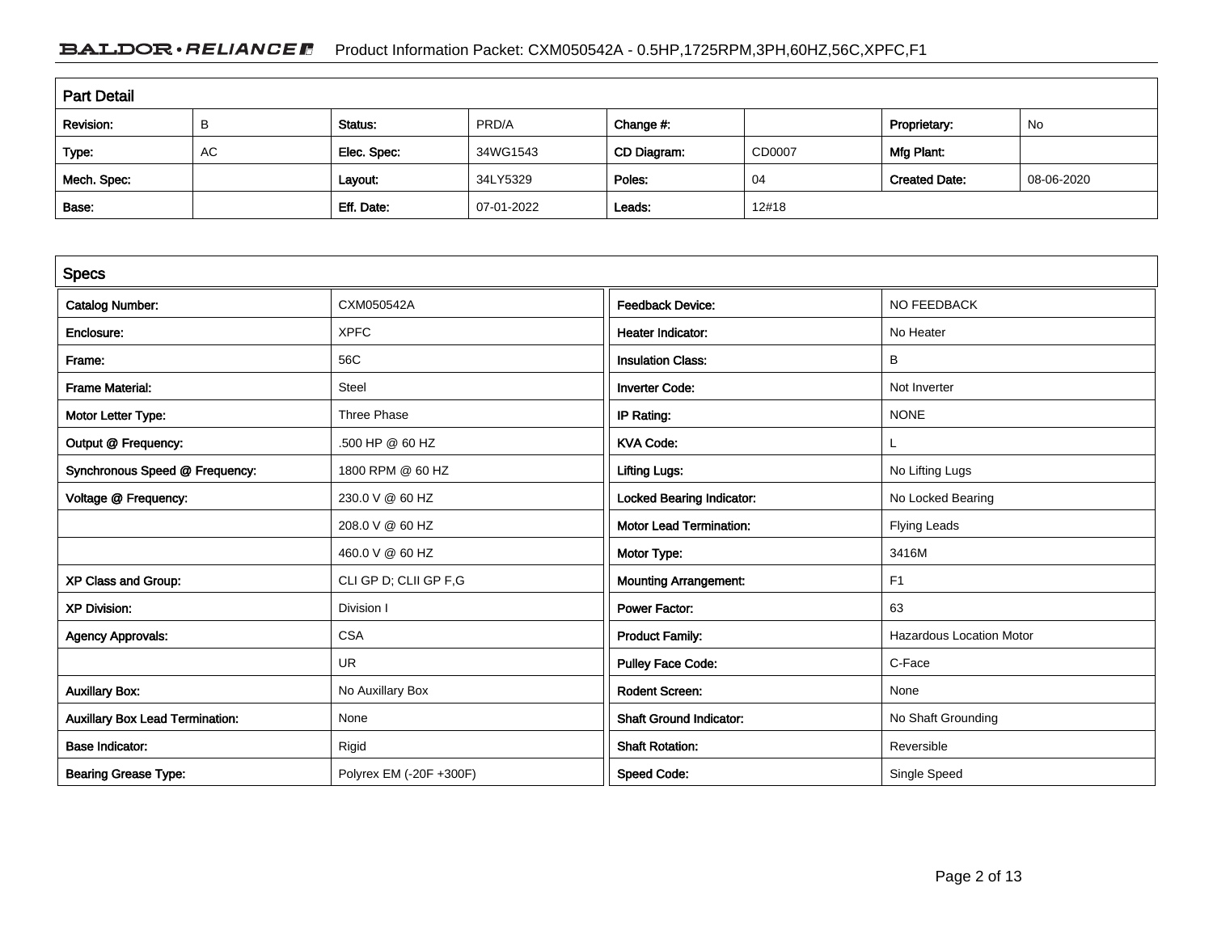## Part Detail

| | | | | | | | |
|---|---|---|---|---|---|---|---|
| **Revision:** | B | **Status:** | PRD/A | **Change #:** | | **Proprietary:** | No |
| **Type:** | AC | **Elec. Spec:** | 34WG1543 | **CD Diagram:** | CD0007 | **Mfg Plant:** | |
| **Mech. Spec:** | | **Layout:** | 34LY5329 | **Poles:** | 04 | **Created Date:** | 08-06-2020 |
| **Base:** | | **Eff. Date:** | 07-01-2022 | **Leads:** | 12#18 | | |

## Specs

| | | | |
|---|---|---|---|
| **Catalog Number:** | CXM050542A | **Feedback Device:** | NO FEEDBACK |
| **Enclosure:** | XPFC | **Heater Indicator:** | No Heater |
| **Frame:** | 56C | **Insulation Class:** | B |
| **Frame Material:** | Steel | **Inverter Code:** | Not Inverter |
| **Motor Letter Type:** | Three Phase | **IP Rating:** | NONE |
| **Output @ Frequency:** | .500 HP @ 60 HZ | **KVA Code:** | L |
| **Synchronous Speed @ Frequency:** | 1800 RPM @ 60 HZ | **Lifting Lugs:** | No Lifting Lugs |
| **Voltage @ Frequency:** | 230.0 V @ 60 HZ | **Locked Bearing Indicator:** | No Locked Bearing |
| | 208.0 V @ 60 HZ | **Motor Lead Termination:** | Flying Leads |
| | 460.0 V @ 60 HZ | **Motor Type:** | 3416M |
| **XP Class and Group:** | CLI GP D; CLII GP F,G | **Mounting Arrangement:** | F1 |
| **XP Division:** | Division I | **Power Factor:** | 63 |
| **Agency Approvals:** | CSA | **Product Family:** | Hazardous Location Motor |
| | UR | **Pulley Face Code:** | C-Face |
| **Auxillary Box:** | No Auxillary Box | **Rodent Screen:** | None |
| **Auxillary Box Lead Termination:** | None | **Shaft Ground Indicator:** | No Shaft Grounding |
| **Base Indicator:** | Rigid | **Shaft Rotation:** | Reversible |
| **Bearing Grease Type:** | Polyrex EM (-20F +300F) | **Speed Code:** | Single Speed |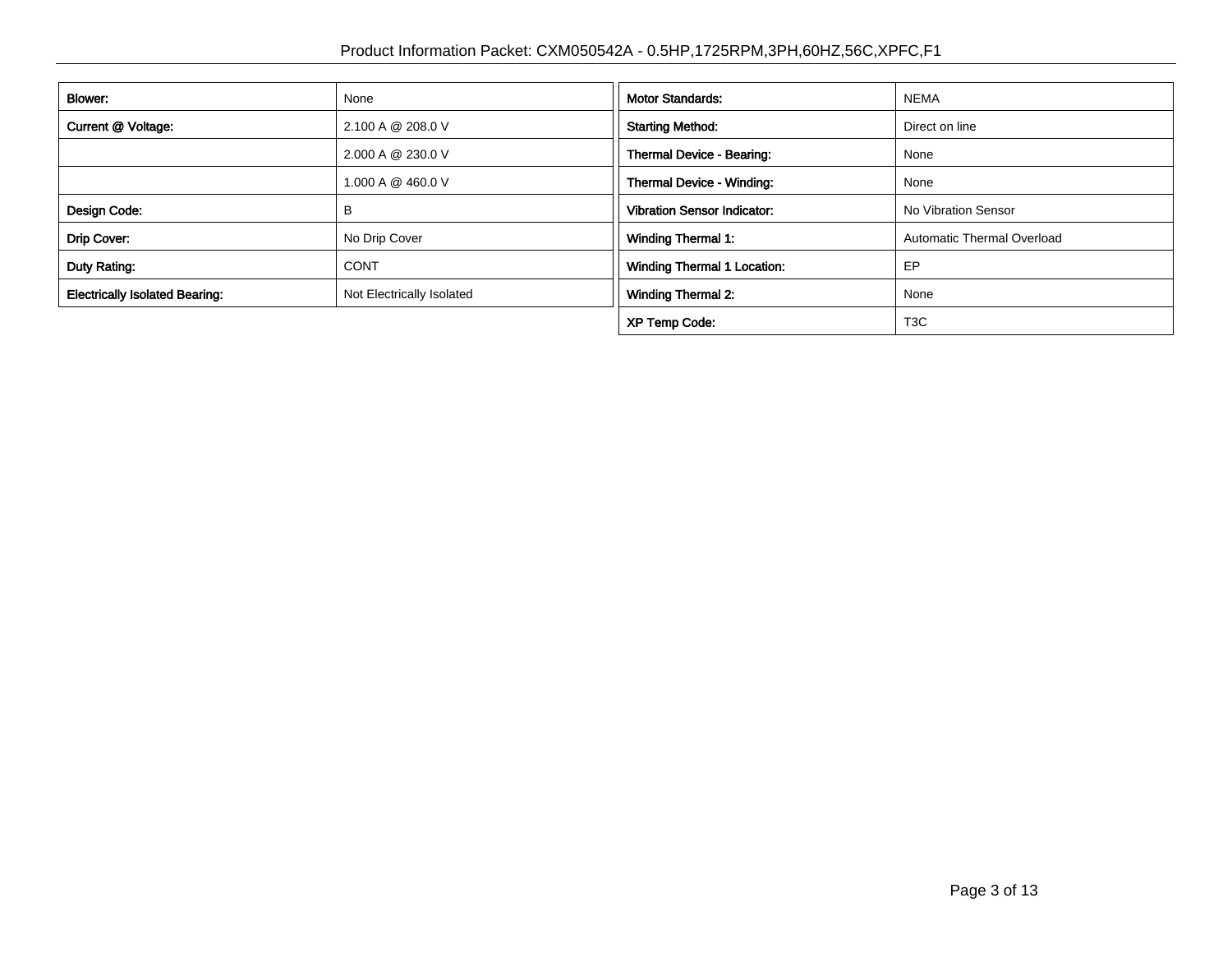| | |
|---|---|
| **Blower:** | None |
| **Current @ Voltage:** | 2.100 A @ 208.0 V |
| | 2.000 A @ 230.0 V |
| | 1.000 A @ 460.0 V |
| **Design Code:** | B |
| **Drip Cover:** | No Drip Cover |
| **Duty Rating:** | CONT |
| **Electrically Isolated Bearing:** | Not Electrically Isolated |

| | |
|---|---|
| **Motor Standards:** | NEMA |
| **Starting Method:** | Direct on line |
| **Thermal Device - Bearing:** | None |
| **Thermal Device - Winding:** | None |
| **Vibration Sensor Indicator:** | No Vibration Sensor |
| **Winding Thermal 1:** | Automatic Thermal Overload |
| **Winding Thermal 1 Location:** | EP |
| **Winding Thermal 2:** | None |
| **XP Temp Code:** | T3C |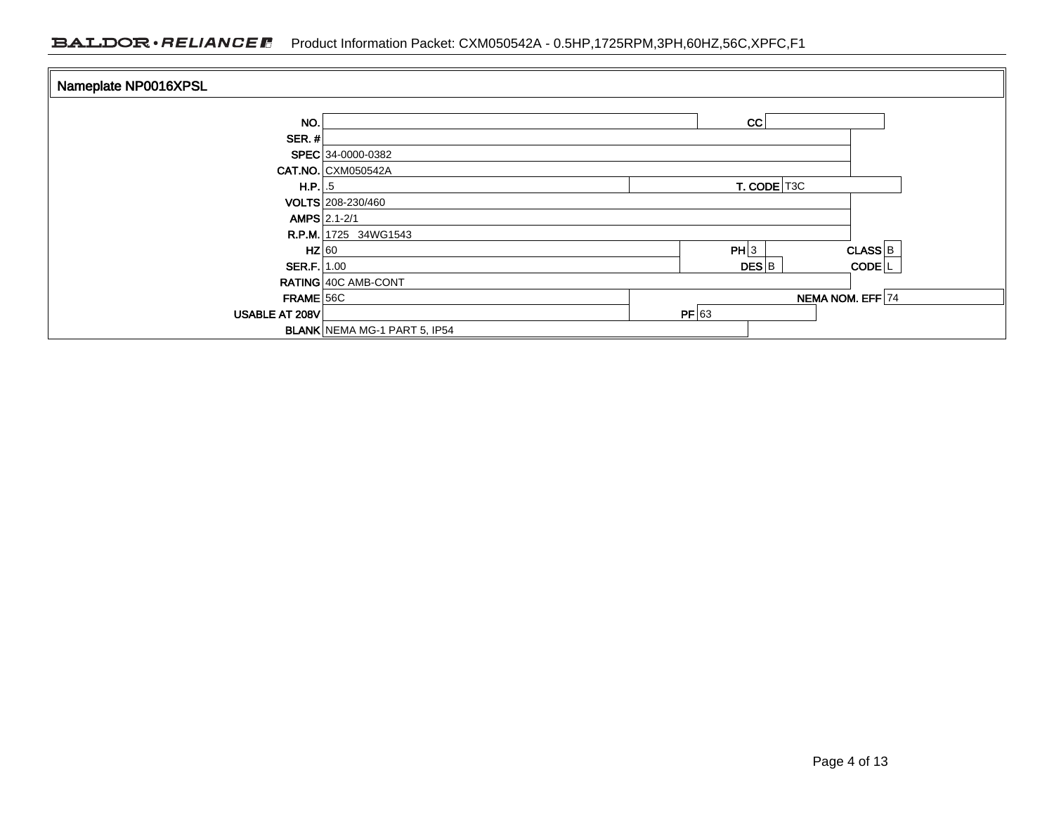## Nameplate NP0016XPSL

| | | | | | |
|---|---|---|---|---|---|
| NO. | | CC | | | |
| SER. # | | | | | |
| SPEC | 34-0000-0382 | | | | |
| CAT.NO. | CXM050542A | | | | |
| H.P. | .5 | T. CODE | T3C | | |
| VOLTS | 208-230/460 | | | | |
| AMPS | 2.1-2/1 | | | | |
| R.P.M. | 1725 34WG1543 | | | | |
| HZ | 60 | PH | 3 | CLASS | B |
| SER.F. | 1.00 | DES | B | CODE | L |
| RATING | 40C AMB-CONT | | | | |
| FRAME | 56C | NEMA NOM. EFF | 74 | | |
| USABLE AT 208V | | PF | 63 | | |
| BLANK | NEMA MG-1 PART 5, IP54 | | | | |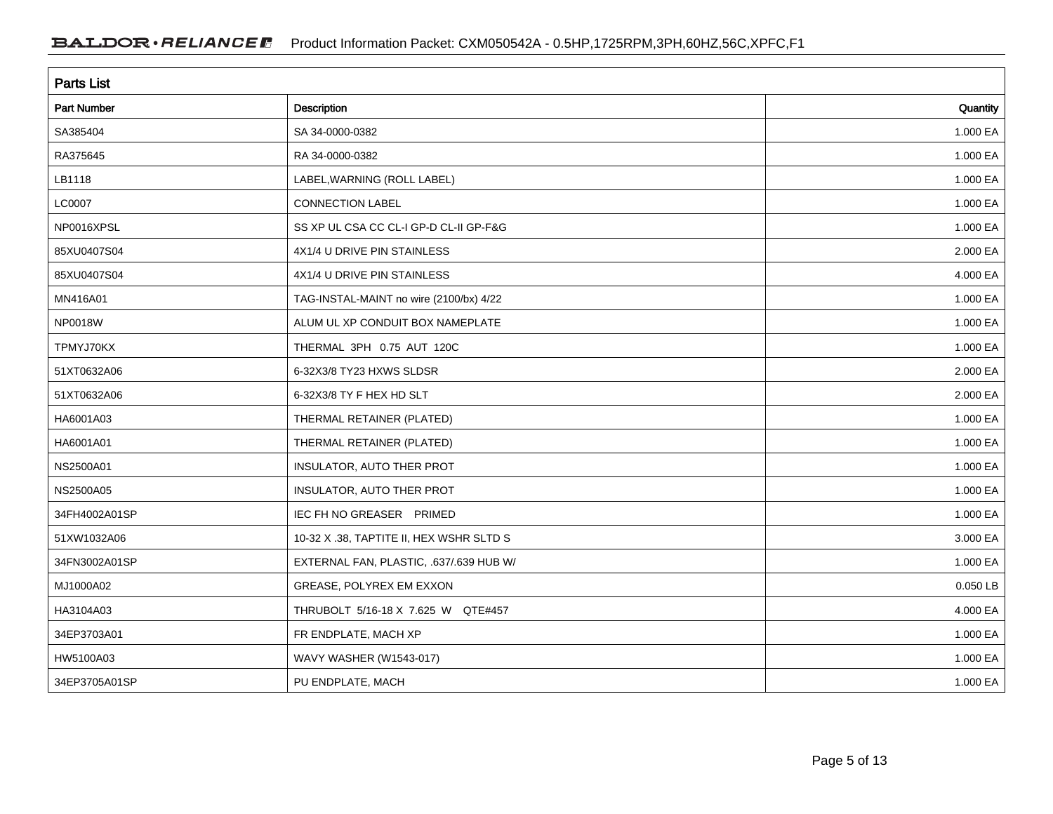## Parts List

| Part Number | Description | Quantity |
|---|---|---|
| SA385404 | SA 34-0000-0382 | 1.000 EA |
| RA375645 | RA 34-0000-0382 | 1.000 EA |
| LB1118 | LABEL,WARNING (ROLL LABEL) | 1.000 EA |
| LC0007 | CONNECTION LABEL | 1.000 EA |
| NP0016XPSL | SS XP UL CSA CC CL-I GP-D CL-II GP-F&G | 1.000 EA |
| 85XU0407S04 | 4X1/4 U DRIVE PIN STAINLESS | 2.000 EA |
| 85XU0407S04 | 4X1/4 U DRIVE PIN STAINLESS | 4.000 EA |
| MN416A01 | TAG-INSTAL-MAINT no wire (2100/bx) 4/22 | 1.000 EA |
| NP0018W | ALUM UL XP CONDUIT BOX NAMEPLATE | 1.000 EA |
| TPMYJ70KX | THERMAL 3PH 0.75 AUT 120C | 1.000 EA |
| 51XT0632A06 | 6-32X3/8 TY23 HXWS SLDSR | 2.000 EA |
| 51XT0632A06 | 6-32X3/8 TY F HEX HD SLT | 2.000 EA |
| HA6001A03 | THERMAL RETAINER (PLATED) | 1.000 EA |
| HA6001A01 | THERMAL RETAINER (PLATED) | 1.000 EA |
| NS2500A01 | INSULATOR, AUTO THER PROT | 1.000 EA |
| NS2500A05 | INSULATOR, AUTO THER PROT | 1.000 EA |
| 34FH4002A01SP | IEC FH NO GREASER PRIMED | 1.000 EA |
| 51XW1032A06 | 10-32 X .38, TAPTITE II, HEX WSHR SLTD S | 3.000 EA |
| 34FN3002A01SP | EXTERNAL FAN, PLASTIC, .637/.639 HUB W/ | 1.000 EA |
| MJ1000A02 | GREASE, POLYREX EM EXXON | 0.050 LB |
| HA3104A03 | THRUBOLT 5/16-18 X 7.625 W QTE#457 | 4.000 EA |
| 34EP3703A01 | FR ENDPLATE, MACH XP | 1.000 EA |
| HW5100A03 | WAVY WASHER (W1543-017) | 1.000 EA |
| 34EP3705A01SP | PU ENDPLATE, MACH | 1.000 EA |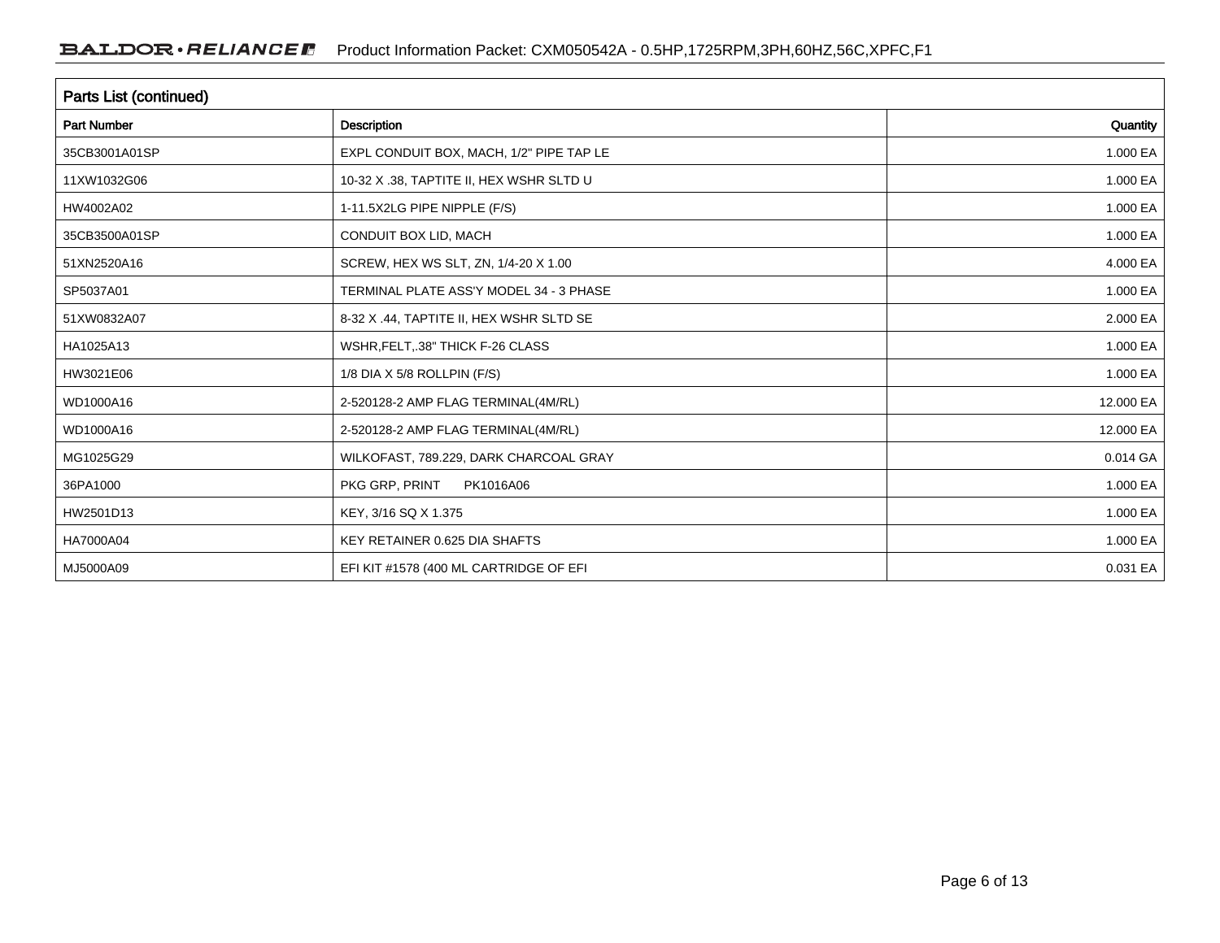## Parts List (continued)

| Part Number | Description | Quantity |
|---|---|---|
| 35CB3001A01SP | EXPL CONDUIT BOX, MACH, 1/2" PIPE TAP LE | 1.000 EA |
| 11XW1032G06 | 10-32 X .38, TAPTITE II, HEX WSHR SLTD U | 1.000 EA |
| HW4002A02 | 1-11.5X2LG PIPE NIPPLE (F/S) | 1.000 EA |
| 35CB3500A01SP | CONDUIT BOX LID, MACH | 1.000 EA |
| 51XN2520A16 | SCREW, HEX WS SLT, ZN, 1/4-20 X 1.00 | 4.000 EA |
| SP5037A01 | TERMINAL PLATE ASS'Y MODEL 34 - 3 PHASE | 1.000 EA |
| 51XW0832A07 | 8-32 X .44, TAPTITE II, HEX WSHR SLTD SE | 2.000 EA |
| HA1025A13 | WSHR,FELT,.38" THICK F-26 CLASS | 1.000 EA |
| HW3021E06 | 1/8 DIA X 5/8 ROLLPIN (F/S) | 1.000 EA |
| WD1000A16 | 2-520128-2 AMP FLAG TERMINAL(4M/RL) | 12.000 EA |
| WD1000A16 | 2-520128-2 AMP FLAG TERMINAL(4M/RL) | 12.000 EA |
| MG1025G29 | WILKOFAST, 789.229, DARK CHARCOAL GRAY | 0.014 GA |
| 36PA1000 | PKG GRP, PRINT PK1016A06 | 1.000 EA |
| HW2501D13 | KEY, 3/16 SQ X 1.375 | 1.000 EA |
| HA7000A04 | KEY RETAINER 0.625 DIA SHAFTS | 1.000 EA |
| MJ5000A09 | EFI KIT #1578 (400 ML CARTRIDGE OF EFI | 0.031 EA |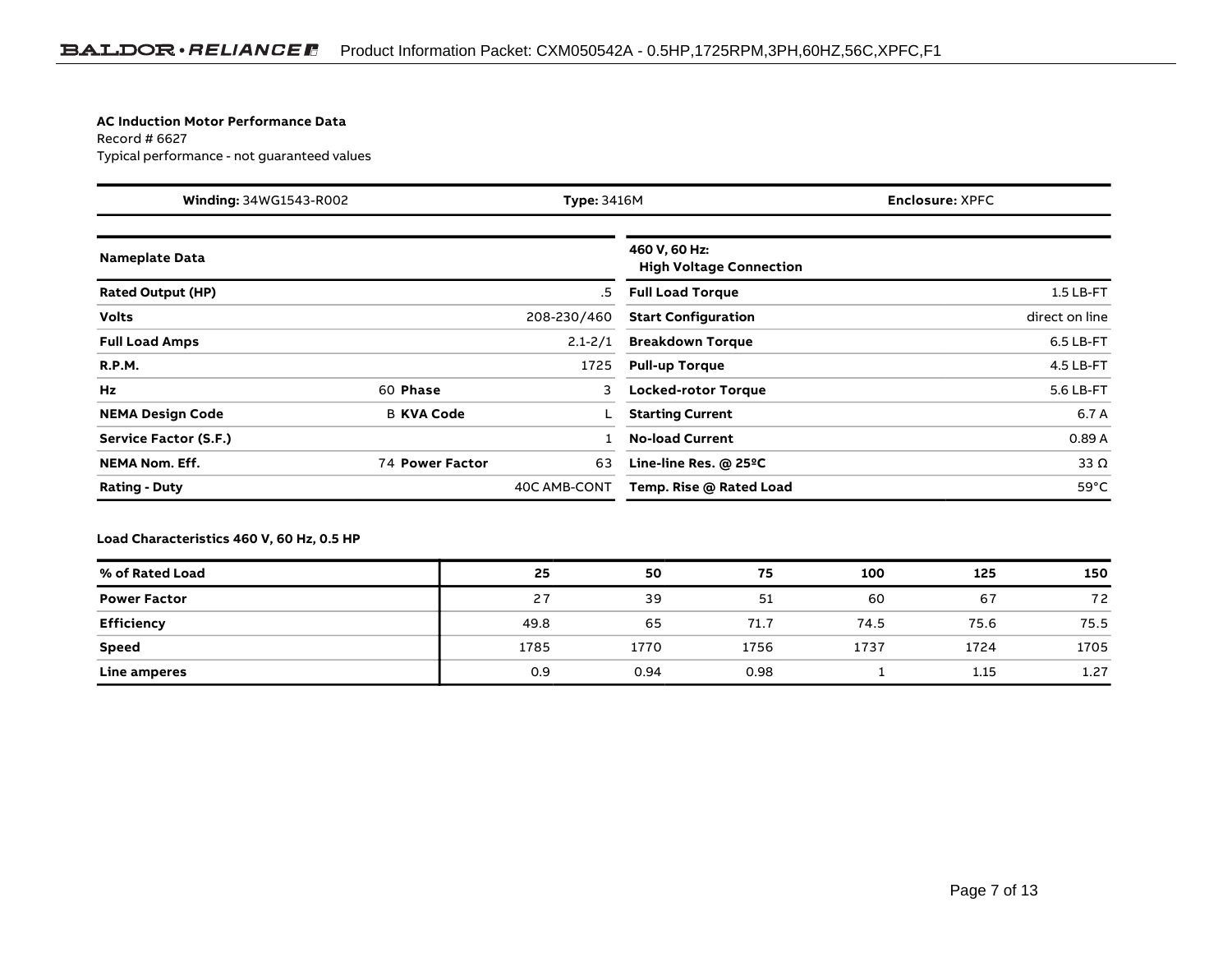**AC Induction Motor Performance Data**

Record # 6627

Typical performance - not guaranteed values

| **Winding:** 34WG1543-R002 | **Type:** 3416M | **Enclosure:** XPFC |
|---|---|---|

| **Nameplate Data** | | | | **460 V, 60 Hz: High Voltage Connection** | |
|---|---|---|---|---|---|
| **Rated Output (HP)** | | | .5 | **Full Load Torque** | 1.5 LB-FT |
| **Volts** | | | 208-230/460 | **Start Configuration** | direct on line |
| **Full Load Amps** | | | 2.1-2/1 | **Breakdown Torque** | 6.5 LB-FT |
| **R.P.M.** | | | 1725 | **Pull-up Torque** | 4.5 LB-FT |
| **Hz** | 60 | **Phase** | 3 | **Locked-rotor Torque** | 5.6 LB-FT |
| **NEMA Design Code** | B | **KVA Code** | L | **Starting Current** | 6.7 A |
| **Service Factor (S.F.)** | | | 1 | **No-load Current** | 0.89 A |
| **NEMA Nom. Eff.** | 74 | **Power Factor** | 63 | **Line-line Res. @ 25ºC** | 33 Ω |
| **Rating - Duty** | | | 40C AMB-CONT | **Temp. Rise @ Rated Load** | 59°C |

**Load Characteristics 460 V, 60 Hz, 0.5 HP**

| **% of Rated Load** | **25** | **50** | **75** | **100** | **125** | **150** |
|---|---|---|---|---|---|---|
| **Power Factor** | 27 | 39 | 51 | 60 | 67 | 72 |
| **Efficiency** | 49.8 | 65 | 71.7 | 74.5 | 75.6 | 75.5 |
| **Speed** | 1785 | 1770 | 1756 | 1737 | 1724 | 1705 |
| **Line amperes** | 0.9 | 0.94 | 0.98 | 1 | 1.15 | 1.27 |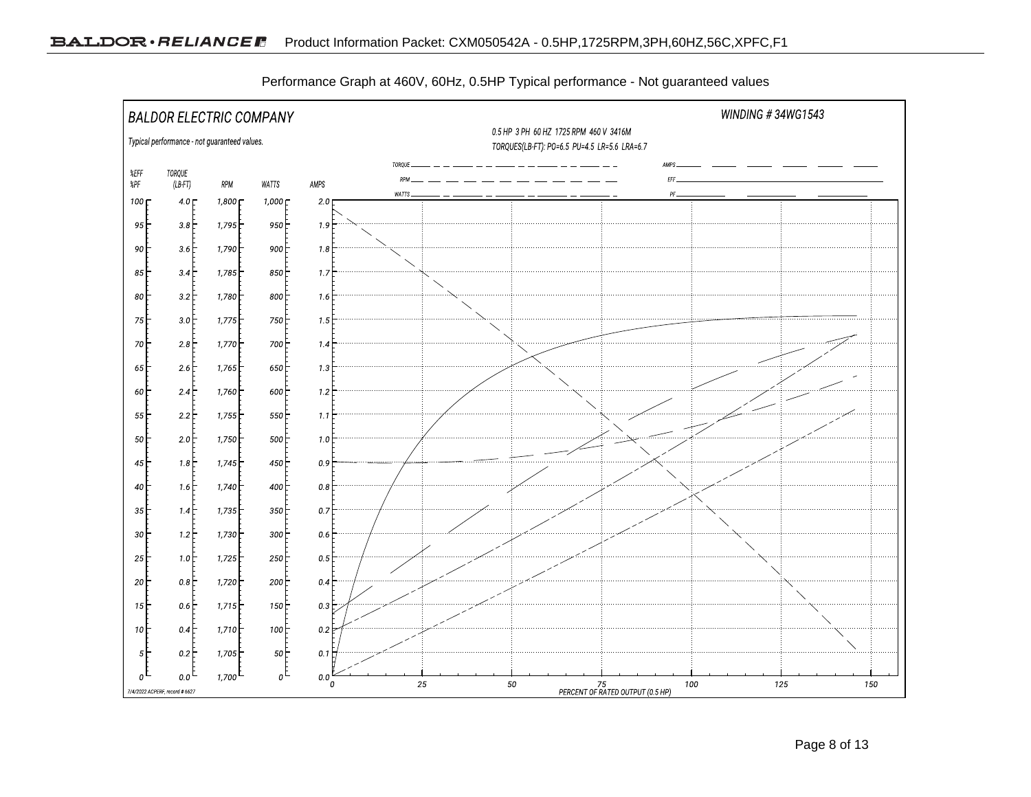Performance Graph at 460V, 60Hz, 0.5HP Typical performance - Not guaranteed values

BALDOR ELECTRIC COMPANY

Typical performance - not guaranteed values.

WINDING # 34WG1543

0.5 HP 3 PH 60 HZ 1725 RPM 460 V 3416M

TORQUES(LB-FT): PO=6.5 PU=4.5 LR=5.6 LRA=6.7

TORQUE

RPM

WATTS

AMPS

EFF

PF

%EFF %PF: 100, 95, 90, 85, 80, 75, 70, 65, 60, 55, 50, 45, 40, 35, 30, 25, 20, 15, 10, 5, 0

TORQUE (LB-FT): 4.0, 3.8, 3.6, 3.4, 3.2, 3.0, 2.8, 2.6, 2.4, 2.2, 2.0, 1.8, 1.6, 1.4, 1.2, 1.0, 0.8, 0.6, 0.4, 0.2, 0.0

RPM: 1,800, 1,795, 1,790, 1,785, 1,780, 1,775, 1,770, 1,765, 1,760, 1,755, 1,750, 1,745, 1,740, 1,735, 1,730, 1,725, 1,720, 1,715, 1,710, 1,705, 1,700

WATTS: 1,000, 950, 900, 850, 800, 750, 700, 650, 600, 550, 500, 450, 400, 350, 300, 250, 200, 150, 100, 50, 0

AMPS: 2.0, 1.9, 1.8, 1.7, 1.6, 1.5, 1.4, 1.3, 1.2, 1.1, 1.0, 0.9, 0.8, 0.7, 0.6, 0.5, 0.4, 0.3, 0.2, 0.1, 0.0

0, 25, 50, 75, 100, 125, 150

PERCENT OF RATED OUTPUT (0.5 HP)

7/4/2022 ACPERF, record # 6627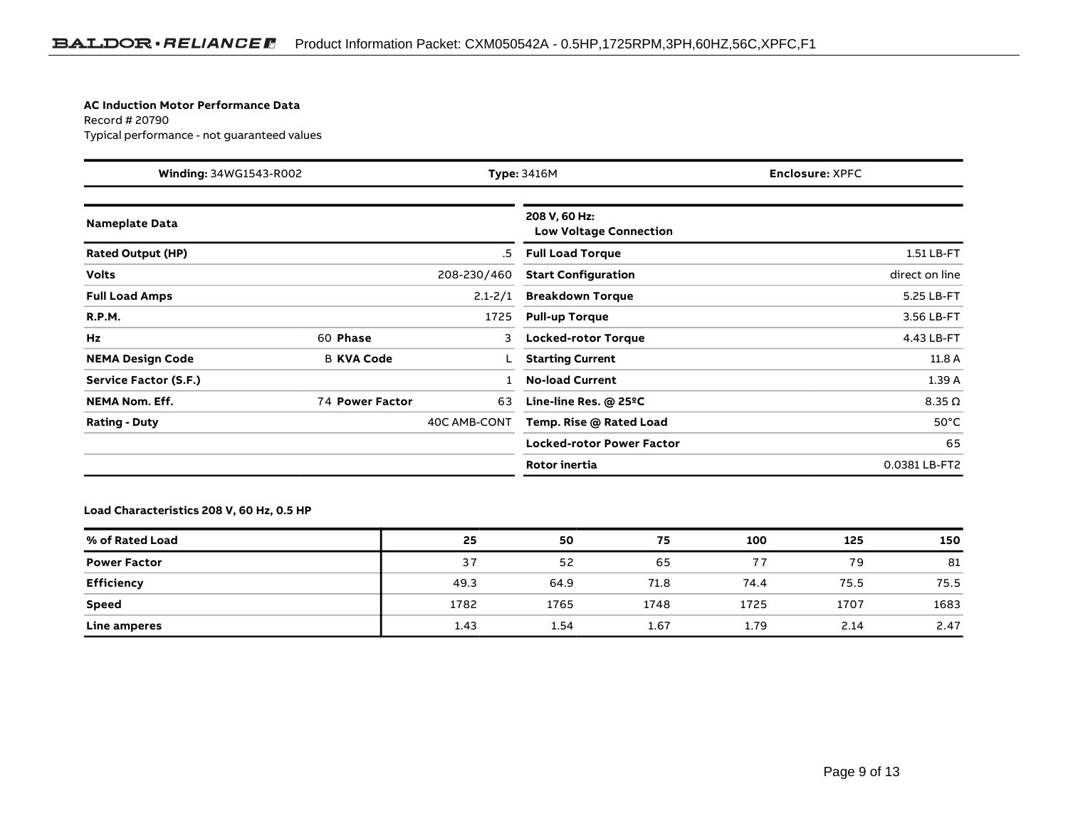**AC Induction Motor Performance Data**
Record # 20790
Typical performance - not guaranteed values

| **Winding:** 34WG1543-R002 | **Type:** 3416M | **Enclosure:** XPFC |
|---|---|---|

| **Nameplate Data** | | | | **208 V, 60 Hz: Low Voltage Connection** | |
|---|---|---|---|---|---|
| **Rated Output (HP)** | | | .5 | **Full Load Torque** | 1.51 LB-FT |
| **Volts** | | | 208-230/460 | **Start Configuration** | direct on line |
| **Full Load Amps** | | | 2.1-2/1 | **Breakdown Torque** | 5.25 LB-FT |
| **R.P.M.** | | | 1725 | **Pull-up Torque** | 3.56 LB-FT |
| **Hz** | 60 | **Phase** | 3 | **Locked-rotor Torque** | 4.43 LB-FT |
| **NEMA Design Code** | B | **KVA Code** | L | **Starting Current** | 11.8 A |
| **Service Factor (S.F.)** | | | 1 | **No-load Current** | 1.39 A |
| **NEMA Nom. Eff.** | 74 | **Power Factor** | 63 | **Line-line Res. @ 25ºC** | 8.35 Ω |
| **Rating - Duty** | | | 40C AMB-CONT | **Temp. Rise @ Rated Load** | 50°C |
| | | | | **Locked-rotor Power Factor** | 65 |
| | | | | **Rotor inertia** | 0.0381 LB-FT2 |

**Load Characteristics 208 V, 60 Hz, 0.5 HP**

| **% of Rated Load** | **25** | **50** | **75** | **100** | **125** | **150** |
|---|---|---|---|---|---|---|
| **Power Factor** | 37 | 52 | 65 | 77 | 79 | 81 |
| **Efficiency** | 49.3 | 64.9 | 71.8 | 74.4 | 75.5 | 75.5 |
| **Speed** | 1782 | 1765 | 1748 | 1725 | 1707 | 1683 |
| **Line amperes** | 1.43 | 1.54 | 1.67 | 1.79 | 2.14 | 2.47 |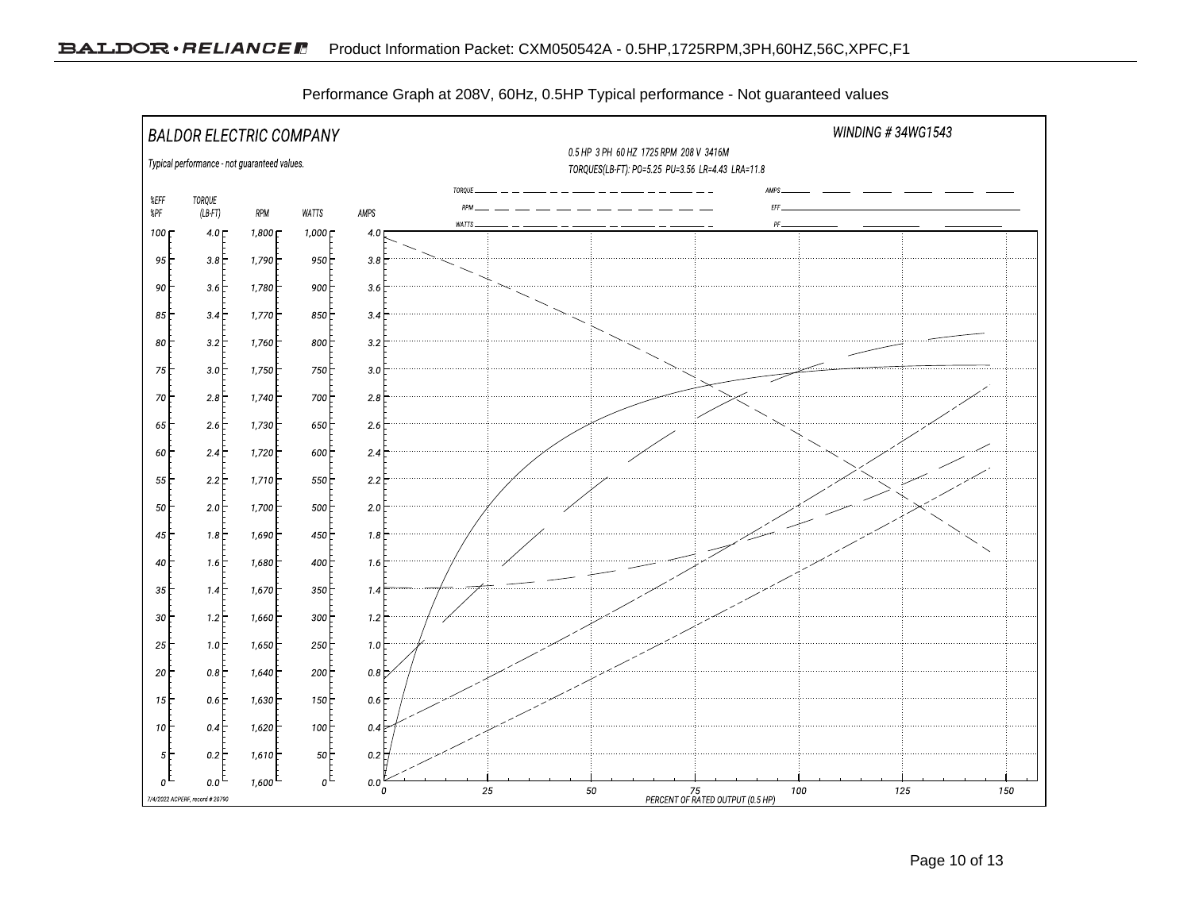Performance Graph at 208V, 60Hz, 0.5HP Typical performance - Not guaranteed values

BALDOR ELECTRIC COMPANY

WINDING # 34WG1543

Typical performance - not guaranteed values.

0.5 HP 3 PH 60 HZ 1725 RPM 208 V 3416M

TORQUES(LB-FT): PO=5.25 PU=3.56 LR=4.43 LRA=11.8

TORQUE
RPM
WATTS
AMPS
EFF
PF

%EFF %PF: 100, 95, 90, 85, 80, 75, 70, 65, 60, 55, 50, 45, 40, 35, 30, 25, 20, 15, 10, 5, 0

TORQUE (LB-FT): 4.0, 3.8, 3.6, 3.4, 3.2, 3.0, 2.8, 2.6, 2.4, 2.2, 2.0, 1.8, 1.6, 1.4, 1.2, 1.0, 0.8, 0.6, 0.4, 0.2, 0.0

RPM: 1,800, 1,790, 1,780, 1,770, 1,760, 1,750, 1,740, 1,730, 1,720, 1,710, 1,700, 1,690, 1,680, 1,670, 1,660, 1,650, 1,640, 1,630, 1,620, 1,610, 1,600

WATTS: 1,000, 950, 900, 850, 800, 750, 700, 650, 600, 550, 500, 450, 400, 350, 300, 250, 200, 150, 100, 50, 0

AMPS: 4.0, 3.8, 3.6, 3.4, 3.2, 3.0, 2.8, 2.6, 2.4, 2.2, 2.0, 1.8, 1.6, 1.4, 1.2, 1.0, 0.8, 0.6, 0.4, 0.2, 0.0

0, 25, 50, 75, 100, 125, 150

PERCENT OF RATED OUTPUT (0.5 HP)

7/4/2022 ACPERF, record # 20790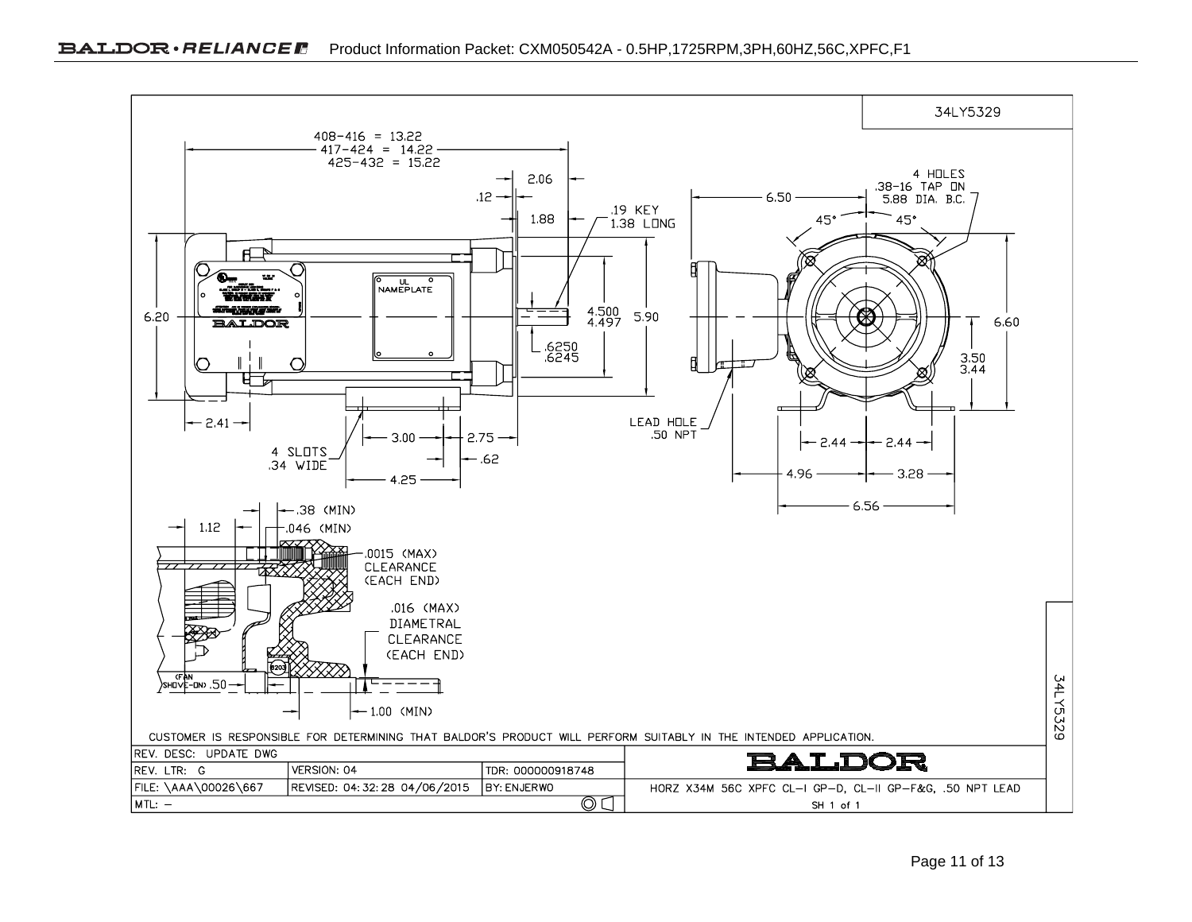34LY5329

408-416 = 13.22
417-424 = 14.22
425-432 = 15.22

2.06
.12
1.88
.19 KEY
1.38 LONG

4 HOLES
.38-16 TAP ON
5.88 DIA. B.C.

6.50
45°
45°

UL
NAMEPLATE

BALDOR

6.20
4.500
4.497
5.90
.6250
.6245
6.60
3.50
3.44

2.41
3.00
2.75
4 SLOTS
.34 WIDE
.62
4.25

LEAD HOLE
.50 NPT

2.44
2.44
4.96
3.28
6.56

.38 (MIN)
1.12
.046 (MIN)
.0015 (MAX)
CLEARANCE
(EACH END)
.016 (MAX)
DIAMETRAL
CLEARANCE
(EACH END)
(FAN SHOVE-ON) .50
1.00 (MIN)

34LY5329

CUSTOMER IS RESPONSIBLE FOR DETERMINING THAT BALDOR'S PRODUCT WILL PERFORM SUITABLY IN THE INTENDED APPLICATION.

| | | | |
|---|---|---|---|
| REV. DESC: UPDATE DWG | | | BALDOR |
| REV. LTR: G | VERSION: 04 | TDR: 000000918748 | |
| FILE: \AAA\00026\667 | REVISED: 04:32:28 04/06/2015 | BY: ENJERWO | HORZ X34M 56C XPFC CL-I GP-D, CL-II GP-F&G, .50 NPT LEAD |
| MTL: - | | | SH 1 of 1 |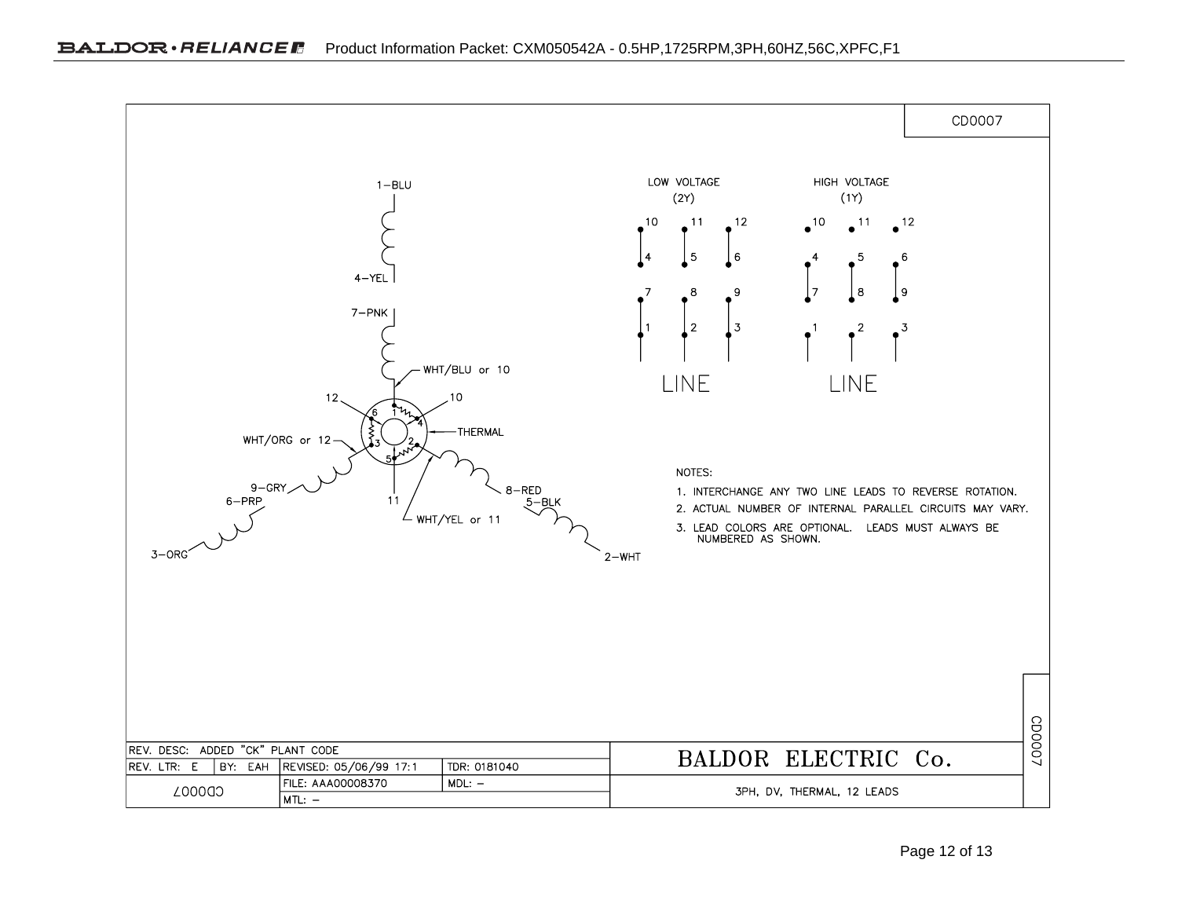CD0007

1-BLU
4-YEL
7-PNK
WHT/BLU or 10
12
10
6
1
4
THERMAL
WHT/ORG or 12
3
2
5
9-GRY
6-PRP
11
8-RED
5-BLK
WHT/YEL or 11
3-ORG
2-WHT

LOW VOLTAGE (2Y)

10 11 12
4 5 6
7 8 9
1 2 3
LINE

HIGH VOLTAGE (1Y)

10 11 12
4 5 6
7 8 9
1 2 3
LINE

NOTES:

1. INTERCHANGE ANY TWO LINE LEADS TO REVERSE ROTATION.
2. ACTUAL NUMBER OF INTERNAL PARALLEL CIRCUITS MAY VARY.
3. LEAD COLORS ARE OPTIONAL. LEADS MUST ALWAYS BE NUMBERED AS SHOWN.

| | | | | |
|---|---|---|---|---|
| REV. DESC: ADDED "CK" PLANT CODE | | | | BALDOR ELECTRIC Co. |
| REV. LTR: E | BY: EAH | REVISED: 05/06/99 17:1 | TDR: 0181040 | |
| CD0007 | | FILE: AAA00008370 | MDL: – | 3PH, DV, THERMAL, 12 LEADS |
| | | MTL: – | | |

CD0007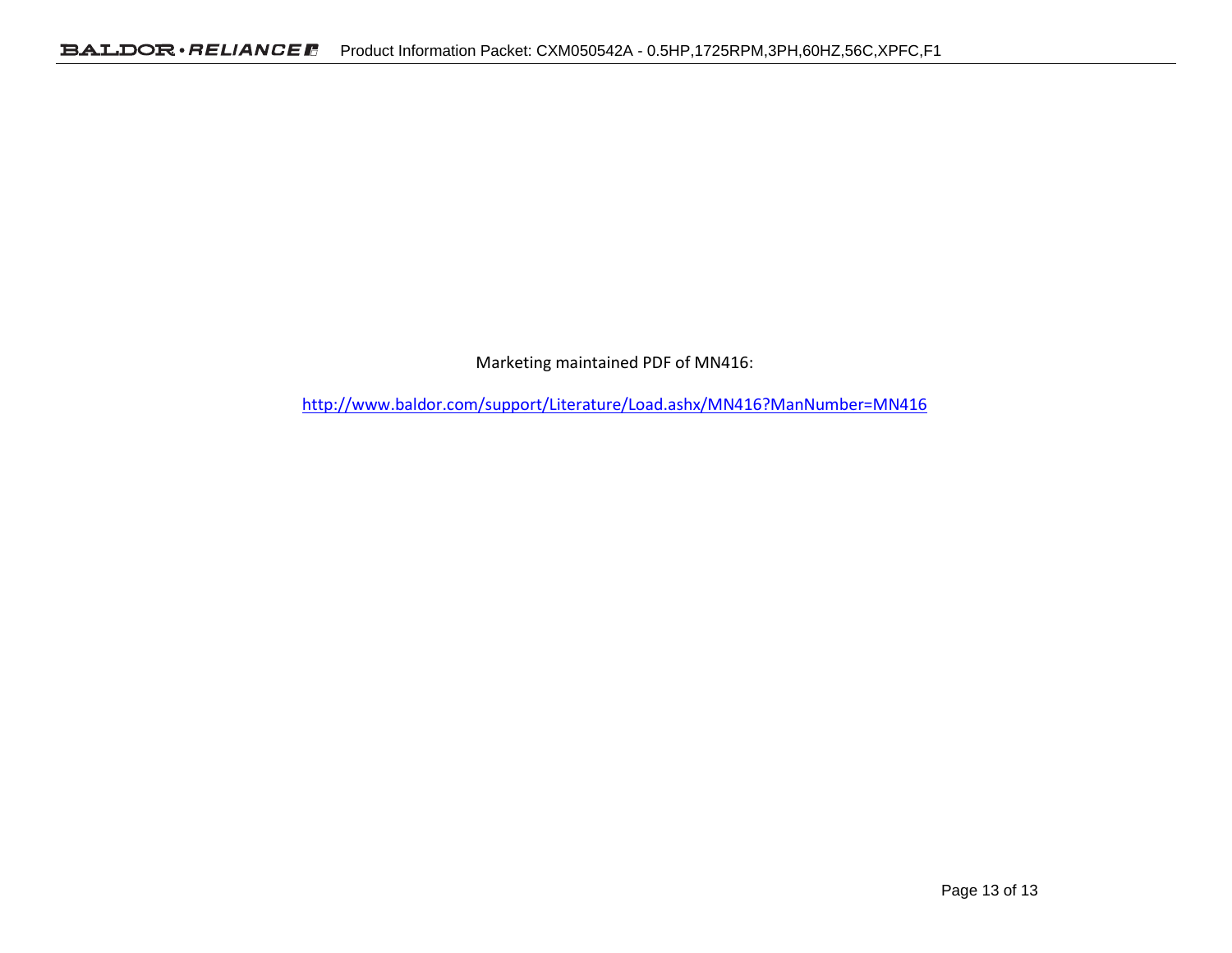Marketing maintained PDF of MN416:

http://www.baldor.com/support/Literature/Load.ashx/MN416?ManNumber=MN416